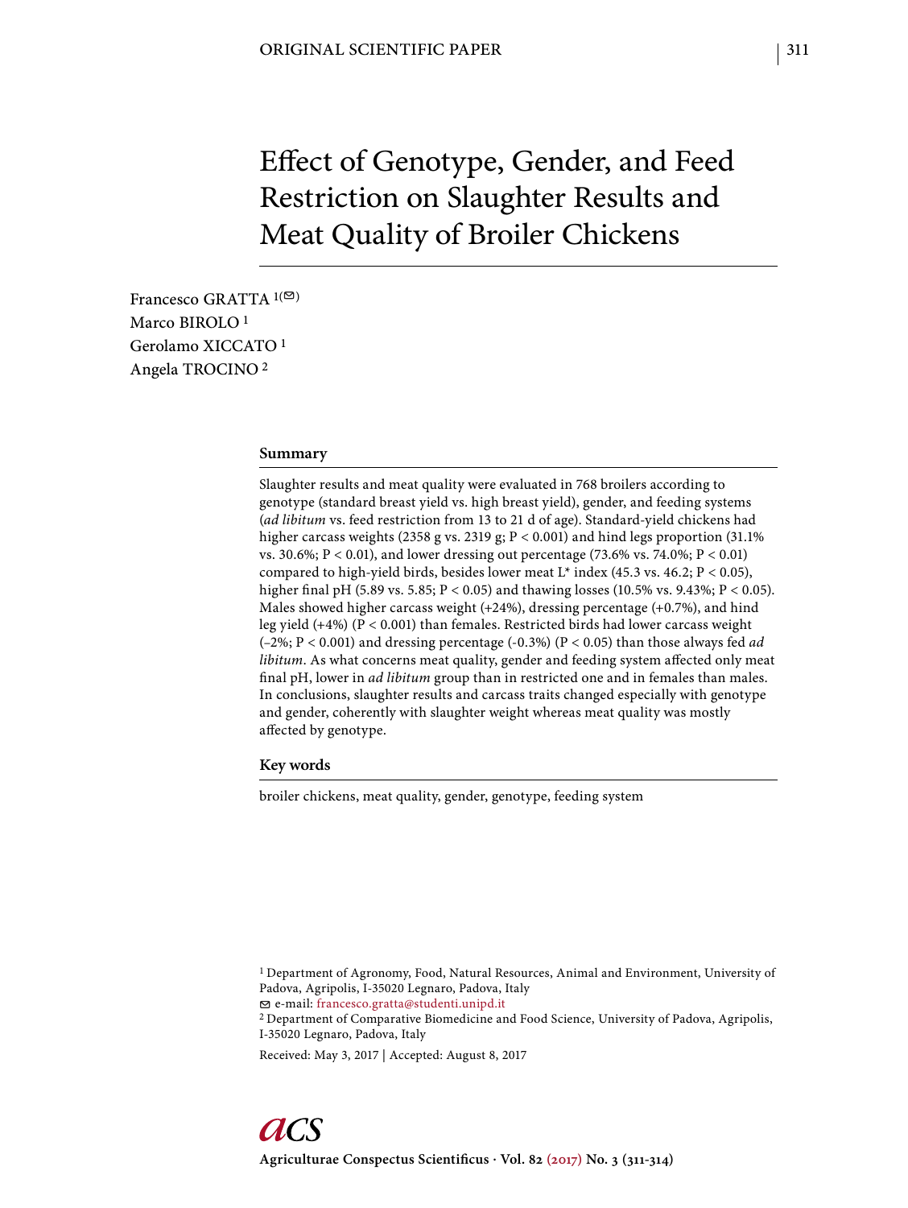# Effect of Genotype, Gender, and Feed Restriction on Slaughter Results and Meat Quality of Broiler Chickens

Francesco GRATTA [1]  
Marco BIROLO [1]  
Gerolamo XICCATO [1]  
Angela TROCINO [2]

## Summary

Slaughter results and meat quality were evaluated in 768 broilers according to genotype (standard breast yield vs. high breast yield), gender, and feeding systems (*ad libitum* vs. feed restriction from 13 to 21 d of age). Standard-yield chickens had higher carcass weights (2358 g vs. 2319 g; $P < 0.001$) and hind legs proportion (31.1% vs. 30.6%; $P < 0.01$), and lower dressing out percentage (73.6% vs. 74.0%; $P < 0.01$) compared to high-yield birds, besides lower meat L* index (45.3 vs. 46.2; $P < 0.05$), higher final pH (5.89 vs. 5.85; $P < 0.05$) and thawing losses (10.5% vs. 9.43%; $P < 0.05$). Males showed higher carcass weight (+24%), dressing percentage (+0.7%), and hind leg yield (+4%) ($P < 0.001$) than females. Restricted birds had lower carcass weight (–2%; $P < 0.001$) and dressing percentage (-0.3%) ($P < 0.05$) than those always fed *ad libitum*. As what concerns meat quality, gender and feeding system affected only meat final pH, lower in *ad libitum* group than in restricted one and in females than males. In conclusions, slaughter results and carcass traits changed especially with genotype and gender, coherently with slaughter weight whereas meat quality was mostly affected by genotype.

## Key words

broiler chickens, meat quality, gender, genotype, feeding system

[1] Department of Agronomy, Food, Natural Resources, Animal and Environment, University of Padova, Agripolis, I-35020 Legnaro, Padova, Italy  
✉ e-mail: francesco.gratta@studenti.unipd.it  
[2] Department of Comparative Biomedicine and Food Science, University of Padova, Agripolis, I-35020 Legnaro, Padova, Italy

Received: May 3, 2017 | Accepted: August 8, 2017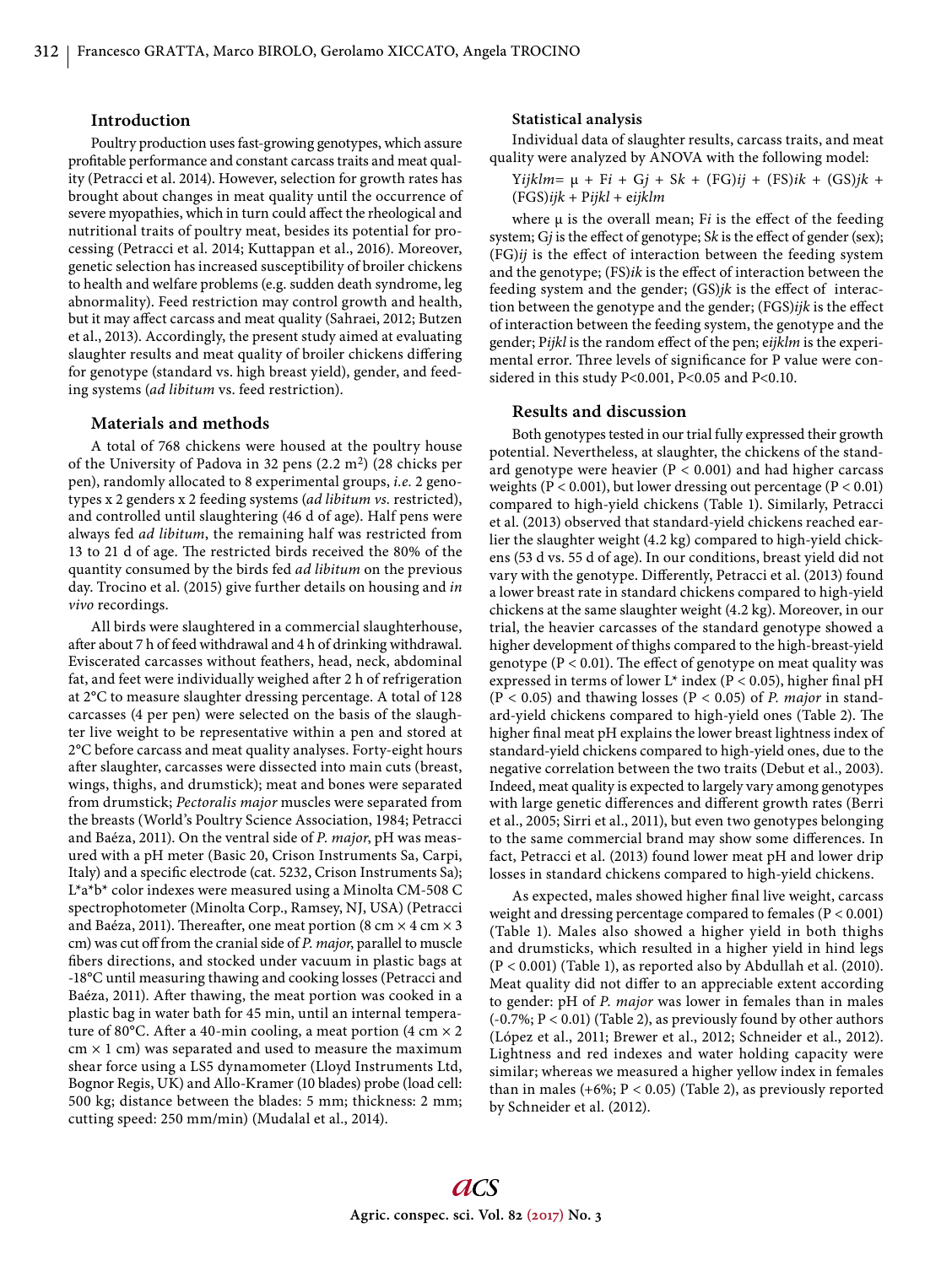## Introduction

Poultry production uses fast-growing genotypes, which assure profitable performance and constant carcass traits and meat quality (Petracci et al. 2014). However, selection for growth rates has brought about changes in meat quality until the occurrence of severe myopathies, which in turn could affect the rheological and nutritional traits of poultry meat, besides its potential for processing (Petracci et al. 2014; Kuttappan et al., 2016). Moreover, genetic selection has increased susceptibility of broiler chickens to health and welfare problems (e.g. sudden death syndrome, leg abnormality). Feed restriction may control growth and health, but it may affect carcass and meat quality (Sahraei, 2012; Butzen et al., 2013). Accordingly, the present study aimed at evaluating slaughter results and meat quality of broiler chickens differing for genotype (standard vs. high breast yield), gender, and feeding systems (*ad libitum* vs. feed restriction).

## Materials and methods

A total of 768 chickens were housed at the poultry house of the University of Padova in 32 pens (2.2 $m^2$) (28 chicks per pen), randomly allocated to 8 experimental groups, *i.e.* 2 genotypes x 2 genders x 2 feeding systems (*ad libitum vs.* restricted), and controlled until slaughtering (46 d of age). Half pens were always fed *ad libitum*, the remaining half was restricted from 13 to 21 d of age. The restricted birds received the 80% of the quantity consumed by the birds fed *ad libitum* on the previous day. Trocino et al. (2015) give further details on housing and *in vivo* recordings.

All birds were slaughtered in a commercial slaughterhouse, after about 7 h of feed withdrawal and 4 h of drinking withdrawal. Eviscerated carcasses without feathers, head, neck, abdominal fat, and feet were individually weighed after 2 h of refrigeration at 2°C to measure slaughter dressing percentage. A total of 128 carcasses (4 per pen) were selected on the basis of the slaughter live weight to be representative within a pen and stored at 2°C before carcass and meat quality analyses. Forty-eight hours after slaughter, carcasses were dissected into main cuts (breast, wings, thighs, and drumstick); meat and bones were separated from drumstick; *Pectoralis major* muscles were separated from the breasts (World's Poultry Science Association, 1984; Petracci and Baéza, 2011). On the ventral side of *P. major*, pH was measured with a pH meter (Basic 20, Crison Instruments Sa, Carpi, Italy) and a specific electrode (cat. 5232, Crison Instruments Sa); L\*a\*b\* color indexes were measured using a Minolta CM-508 C spectrophotometer (Minolta Corp., Ramsey, NJ, USA) (Petracci and Baéza, 2011). Thereafter, one meat portion (8 cm × 4 cm × 3 cm) was cut off from the cranial side of *P. major*, parallel to muscle fibers directions, and stocked under vacuum in plastic bags at -18°C until measuring thawing and cooking losses (Petracci and Baéza, 2011). After thawing, the meat portion was cooked in a plastic bag in water bath for 45 min, until an internal temperature of 80°C. After a 40-min cooling, a meat portion (4 cm × 2 cm × 1 cm) was separated and used to measure the maximum shear force using a LS5 dynamometer (Lloyd Instruments Ltd, Bognor Regis, UK) and Allo-Kramer (10 blades) probe (load cell: 500 kg; distance between the blades: 5 mm; thickness: 2 mm; cutting speed: 250 mm/min) (Mudalal et al., 2014).

### Statistical analysis

Individual data of slaughter results, carcass traits, and meat quality were analyzed by ANOVA with the following model:

$$Y_{ijklm} = \mu + F_i + G_j + S_k + (FG)_{ij} + (FS)_{ik} + (GS)_{jk} + (FGS)_{ijk} + P_{ijkl} + e_{ijklm}$$

where μ is the overall mean; $F_i$ is the effect of the feeding system; $G_j$ is the effect of genotype; $S_k$ is the effect of gender (sex); $(FG)_{ij}$ is the effect of interaction between the feeding system and the genotype; $(FS)_{ik}$ is the effect of interaction between the feeding system and the gender; $(GS)_{jk}$ is the effect of interaction between the genotype and the gender; $(FGS)_{ijk}$ is the effect of interaction between the feeding system, the genotype and the gender; $P_{ijkl}$ is the random effect of the pen; $e_{ijklm}$ is the experimental error. Three levels of significance for P value were considered in this study $P<0.001$, $P<0.05$ and $P<0.10$.

## Results and discussion

Both genotypes tested in our trial fully expressed their growth potential. Nevertheless, at slaughter, the chickens of the standard genotype were heavier ($P < 0.001$) and had higher carcass weights ($P < 0.001$), but lower dressing out percentage ($P < 0.01$) compared to high-yield chickens (Table 1). Similarly, Petracci et al. (2013) observed that standard-yield chickens reached earlier the slaughter weight (4.2 kg) compared to high-yield chickens (53 d vs. 55 d of age). In our conditions, breast yield did not vary with the genotype. Differently, Petracci et al. (2013) found a lower breast rate in standard chickens compared to high-yield chickens at the same slaughter weight (4.2 kg). Moreover, in our trial, the heavier carcasses of the standard genotype showed a higher development of thighs compared to the high-breast-yield genotype ($P < 0.01$). The effect of genotype on meat quality was expressed in terms of lower L\* index ($P < 0.05$), higher final pH ($P < 0.05$) and thawing losses ($P < 0.05$) of *P. major* in standard-yield chickens compared to high-yield ones (Table 2). The higher final meat pH explains the lower breast lightness index of standard-yield chickens compared to high-yield ones, due to the negative correlation between the two traits (Debut et al., 2003). Indeed, meat quality is expected to largely vary among genotypes with large genetic differences and different growth rates (Berri et al., 2005; Sirri et al., 2011), but even two genotypes belonging to the same commercial brand may show some differences. In fact, Petracci et al. (2013) found lower meat pH and lower drip losses in standard chickens compared to high-yield chickens.

As expected, males showed higher final live weight, carcass weight and dressing percentage compared to females ($P < 0.001$) (Table 1). Males also showed a higher yield in both thighs and drumsticks, which resulted in a higher yield in hind legs ($P < 0.001$) (Table 1), as reported also by Abdullah et al. (2010). Meat quality did not differ to an appreciable extent according to gender: pH of *P. major* was lower in females than in males (-0.7%; $P < 0.01$) (Table 2), as previously found by other authors (López et al., 2011; Brewer et al., 2012; Schneider et al., 2012). Lightness and red indexes and water holding capacity were similar; whereas we measured a higher yellow index in females than in males (+6%; $P < 0.05$) (Table 2), as previously reported by Schneider et al. (2012).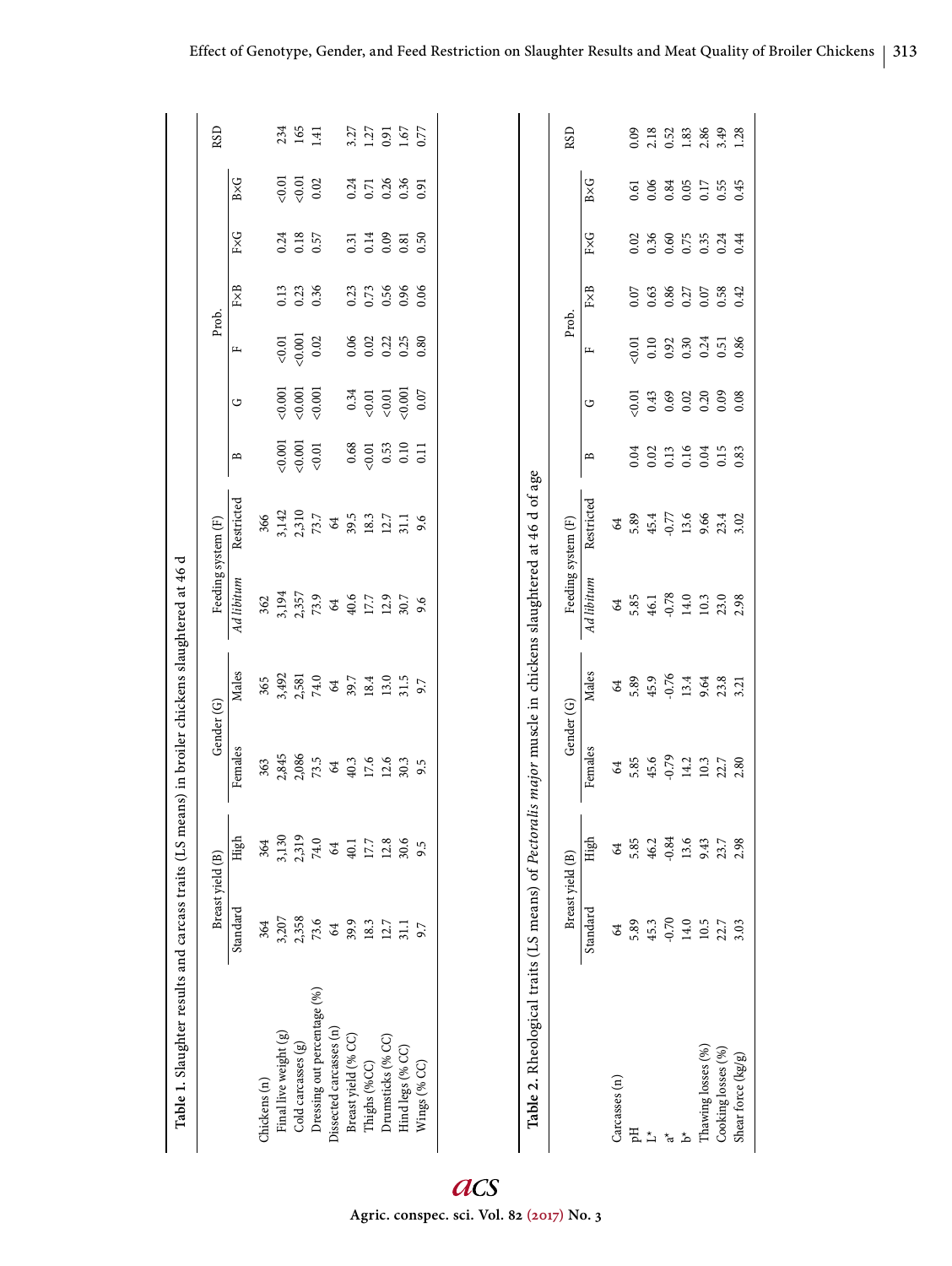**Table 1.** Slaughter results and carcass traits (LS means) in broiler chickens slaughtered at 46 d

| | Breast yield (B) | | Gender (G) | | Feeding system (F) | | Prob. | | | | | | RSD |
|---|---|---|---|---|---|---|---|---|---|---|---|---|---|
| | Standard | High | Females | Males | *Ad libitum* | Restricted | B | G | F | F×B | F×G | B×G | |
| Chickens (n) | 364 | 364 | 363 | 365 | 362 | 366 | | | | | | | |
| Final live weight (g) | 3,207 | 3,130 | 2,845 | 3,492 | 3,194 | 3,142 | <0.001 | <0.001 | <0.01 | 0.13 | 0.24 | <0.01 | 234 |
| Cold carcasses (g) | 2,358 | 2,319 | 2,086 | 2,581 | 2,357 | 2,310 | <0.001 | <0.001 | <0.001 | 0.23 | 0.18 | <0.01 | 165 |
| Dressing out percentage (%) | 73.6 | 74.0 | 73.5 | 74.0 | 73.9 | 73.7 | <0.01 | <0.001 | 0.02 | 0.36 | 0.57 | 0.02 | 1.41 |
| Dissected carcasses (n) | 64 | 64 | 64 | 64 | 64 | 64 | | | | | | | |
| Breast yield (% CC) | 39.9 | 40.1 | 40.3 | 39.7 | 40.6 | 39.5 | 0.68 | 0.34 | 0.06 | 0.23 | 0.31 | 0.24 | 3.27 |
| Thighs (%CC) | 18.3 | 17.7 | 17.6 | 18.4 | 17.7 | 18.3 | <0.01 | <0.01 | 0.02 | 0.73 | 0.14 | 0.71 | 1.27 |
| Drumsticks (% CC) | 12.7 | 12.8 | 12.6 | 13.0 | 12.9 | 12.7 | 0.53 | <0.01 | 0.22 | 0.56 | 0.09 | 0.26 | 0.91 |
| Hind legs (% CC) | 31.1 | 30.6 | 30.3 | 31.5 | 30.7 | 31.1 | 0.10 | <0.001 | 0.25 | 0.96 | 0.81 | 0.36 | 1.67 |
| Wings (% CC) | 9.7 | 9.5 | 9.5 | 9.7 | 9.6 | 9.6 | 0.11 | 0.07 | 0.80 | 0.06 | 0.50 | 0.91 | 0.77 |

**Table 2.** Rheological traits (LS means) of *Pectoralis major* muscle in chickens slaughtered at 46 d of age

| | Breast yield (B) | | Gender (G) | | Feeding system (F) | | Prob. | | | | | | RSD |
|---|---|---|---|---|---|---|---|---|---|---|---|---|---|
| | Standard | High | Females | Males | *Ad libitum* | Restricted | B | G | F | F×B | F×G | B×G | |
| Carcasses (n) | 64 | 64 | 64 | 64 | 64 | 64 | | | | | | | |
| pH | 5.89 | 5.85 | 5.85 | 5.89 | 5.85 | 5.89 | 0.04 | <0.01 | <0.01 | 0.07 | 0.02 | 0.61 | 0.09 |
| L* | 45.3 | 46.2 | 45.6 | 45.9 | 46.1 | 45.4 | 0.02 | 0.43 | 0.10 | 0.63 | 0.36 | 0.06 | 2.18 |
| a* | -0.70 | -0.84 | -0.79 | -0.76 | -0.78 | -0.77 | 0.13 | 0.69 | 0.92 | 0.86 | 0.60 | 0.84 | 0.52 |
| b* | 14.0 | 13.6 | 14.2 | 13.4 | 14.0 | 13.6 | 0.16 | 0.02 | 0.30 | 0.27 | 0.75 | 0.05 | 1.83 |
| Thawing losses (%) | 10.5 | 9.43 | 10.3 | 9.64 | 10.3 | 9.66 | 0.04 | 0.20 | 0.24 | 0.07 | 0.35 | 0.17 | 2.86 |
| Cooking losses (%) | 22.7 | 23.7 | 22.7 | 23.8 | 23.0 | 23.4 | 0.15 | 0.09 | 0.51 | 0.58 | 0.24 | 0.55 | 3.49 |
| Shear force (kg/g) | 3.03 | 2.98 | 2.80 | 3.21 | 2.98 | 3.02 | 0.83 | 0.08 | 0.86 | 0.42 | 0.44 | 0.45 | 1.28 |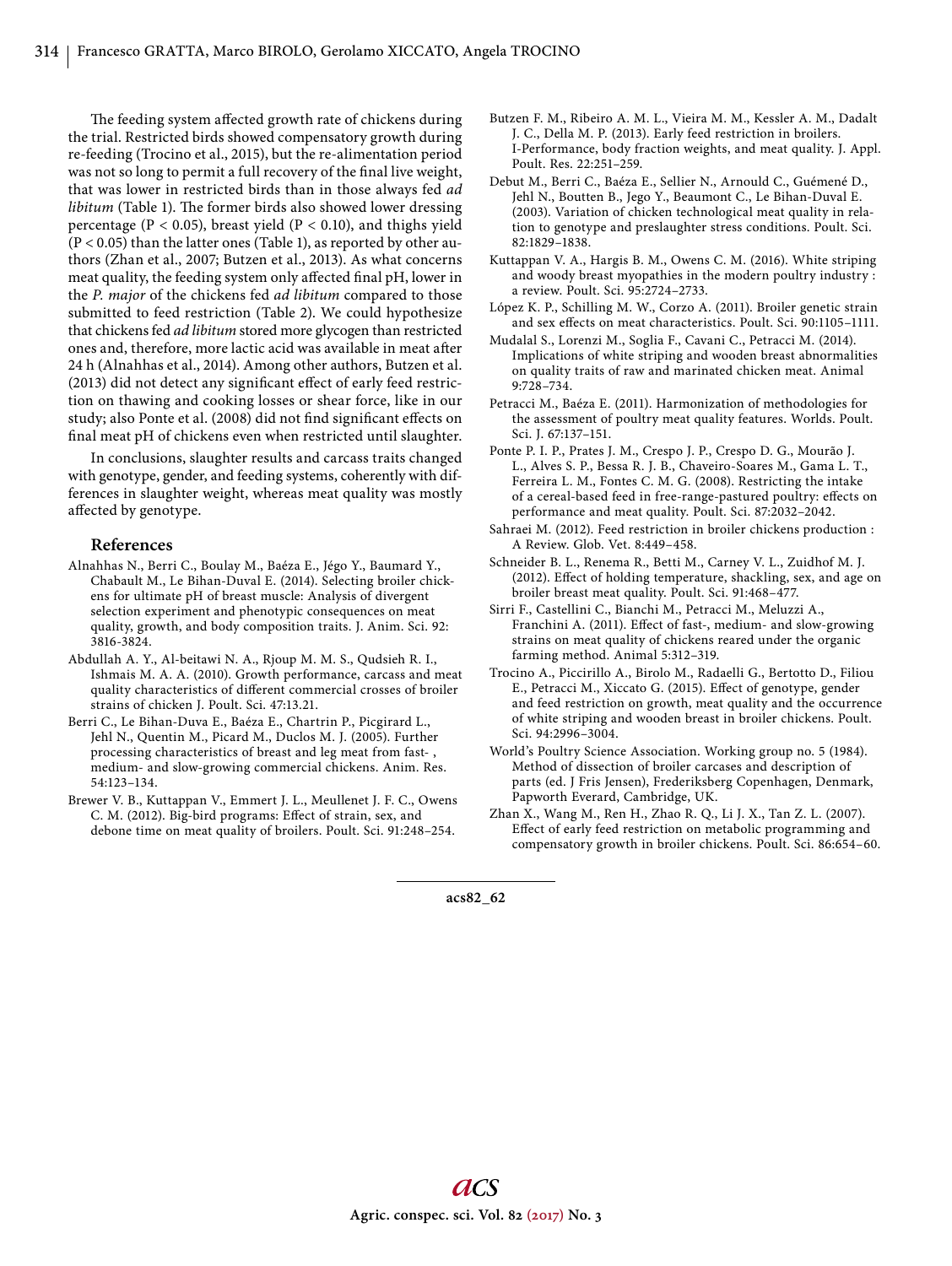The feeding system affected growth rate of chickens during the trial. Restricted birds showed compensatory growth during re-feeding (Trocino et al., 2015), but the re-alimentation period was not so long to permit a full recovery of the final live weight, that was lower in restricted birds than in those always fed *ad libitum* (Table 1). The former birds also showed lower dressing percentage ($P < 0.05$), breast yield ($P < 0.10$), and thighs yield ($P < 0.05$) than the latter ones (Table 1), as reported by other authors (Zhan et al., 2007; Butzen et al., 2013). As what concerns meat quality, the feeding system only affected final pH, lower in the *P. major* of the chickens fed *ad libitum* compared to those submitted to feed restriction (Table 2). We could hypothesize that chickens fed *ad libitum* stored more glycogen than restricted ones and, therefore, more lactic acid was available in meat after 24 h (Alnahhas et al., 2014). Among other authors, Butzen et al. (2013) did not detect any significant effect of early feed restriction on thawing and cooking losses or shear force, like in our study; also Ponte et al. (2008) did not find significant effects on final meat pH of chickens even when restricted until slaughter.

In conclusions, slaughter results and carcass traits changed with genotype, gender, and feeding systems, coherently with differences in slaughter weight, whereas meat quality was mostly affected by genotype.

## References

Alnahhas N., Berri C., Boulay M., Baéza E., Jégo Y., Baumard Y., Chabault M., Le Bihan-Duval E. (2014). Selecting broiler chickens for ultimate pH of breast muscle: Analysis of divergent selection experiment and phenotypic consequences on meat quality, growth, and body composition traits. J. Anim. Sci. 92: 3816-3824.

Abdullah A. Y., Al-beitawi N. A., Rjoup M. M. S., Qudsieh R. I., Ishmais M. A. A. (2010). Growth performance, carcass and meat quality characteristics of different commercial crosses of broiler strains of chicken J. Poult. Sci. 47:13.21.

Berri C., Le Bihan-Duva E., Baéza E., Chartrin P., Picgirard L., Jehl N., Quentin M., Picard M., Duclos M. J. (2005). Further processing characteristics of breast and leg meat from fast- , medium- and slow-growing commercial chickens. Anim. Res. 54:123–134.

Brewer V. B., Kuttappan V., Emmert J. L., Meullenet J. F. C., Owens C. M. (2012). Big-bird programs: Effect of strain, sex, and debone time on meat quality of broilers. Poult. Sci. 91:248–254.

Butzen F. M., Ribeiro A. M. L., Vieira M. M., Kessler A. M., Dadalt J. C., Della M. P. (2013). Early feed restriction in broilers. I-Performance, body fraction weights, and meat quality. J. Appl. Poult. Res. 22:251–259.

Debut M., Berri C., Baéza E., Sellier N., Arnould C., Guémené D., Jehl N., Boutten B., Jego Y., Beaumont C., Le Bihan-Duval E. (2003). Variation of chicken technological meat quality in relation to genotype and preslaughter stress conditions. Poult. Sci. 82:1829–1838.

Kuttappan V. A., Hargis B. M., Owens C. M. (2016). White striping and woody breast myopathies in the modern poultry industry : a review. Poult. Sci. 95:2724–2733.

López K. P., Schilling M. W., Corzo A. (2011). Broiler genetic strain and sex effects on meat characteristics. Poult. Sci. 90:1105–1111.

Mudalal S., Lorenzi M., Soglia F., Cavani C., Petracci M. (2014). Implications of white striping and wooden breast abnormalities on quality traits of raw and marinated chicken meat. Animal 9:728–734.

Petracci M., Baéza E. (2011). Harmonization of methodologies for the assessment of poultry meat quality features. Worlds. Poult. Sci. J. 67:137–151.

Ponte P. I. P., Prates J. M., Crespo J. P., Crespo D. G., Mourão J. L., Alves S. P., Bessa R. J. B., Chaveiro-Soares M., Gama L. T., Ferreira L. M., Fontes C. M. G. (2008). Restricting the intake of a cereal-based feed in free-range-pastured poultry: effects on performance and meat quality. Poult. Sci. 87:2032–2042.

Sahraei M. (2012). Feed restriction in broiler chickens production : A Review. Glob. Vet. 8:449–458.

Schneider B. L., Renema R., Betti M., Carney V. L., Zuidhof M. J. (2012). Effect of holding temperature, shackling, sex, and age on broiler breast meat quality. Poult. Sci. 91:468–477.

Sirri F., Castellini C., Bianchi M., Petracci M., Meluzzi A., Franchini A. (2011). Effect of fast-, medium- and slow-growing strains on meat quality of chickens reared under the organic farming method. Animal 5:312–319.

Trocino A., Piccirillo A., Birolo M., Radaelli G., Bertotto D., Filiou E., Petracci M., Xiccato G. (2015). Effect of genotype, gender and feed restriction on growth, meat quality and the occurrence of white striping and wooden breast in broiler chickens. Poult. Sci. 94:2996–3004.

World's Poultry Science Association. Working group no. 5 (1984). Method of dissection of broiler carcases and description of parts (ed. J Fris Jensen), Frederiksberg Copenhagen, Denmark, Papworth Everard, Cambridge, UK.

Zhan X., Wang M., Ren H., Zhao R. Q., Li J. X., Tan Z. L. (2007). Effect of early feed restriction on metabolic programming and compensatory growth in broiler chickens. Poult. Sci. 86:654–60.

acs82_62